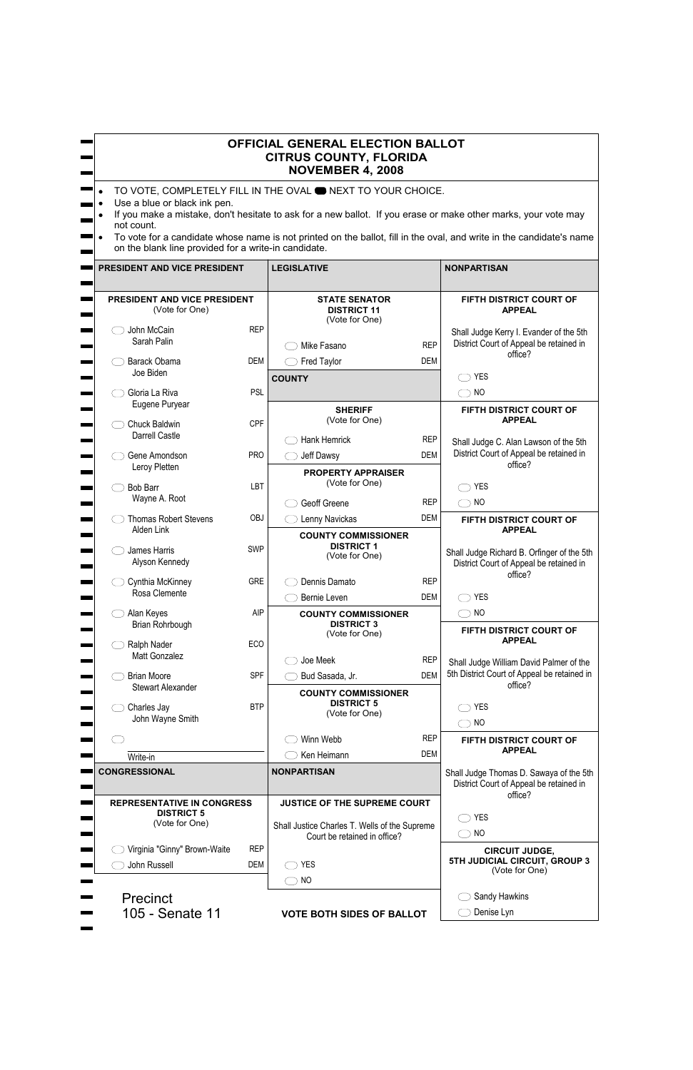# OFFICIAL GENERAL ELECTION BALLOT
# CITRUS COUNTY, FLORIDA
# NOVEMBER 4, 2008

- TO VOTE, COMPLETELY FILL IN THE OVAL ⬬ NEXT TO YOUR CHOICE.
- Use a blue or black ink pen.
- If you make a mistake, don't hesitate to ask for a new ballot. If you erase or make other marks, your vote may not count.
- To vote for a candidate whose name is not printed on the ballot, fill in the oval, and write in the candidate's name on the blank line provided for a write-in candidate.

## PRESIDENT AND VICE PRESIDENT

**PRESIDENT AND VICE PRESIDENT**
(Vote for One)

| Candidates | Party |
| --- | --- |
| John McCain / Sarah Palin | REP |
| Barack Obama / Joe Biden | DEM |
| Gloria La Riva / Eugene Puryear | PSL |
| Chuck Baldwin / Darrell Castle | CPF |
| Gene Amondson / Leroy Pletten | PRO |
| Bob Barr / Wayne A. Root | LBT |
| Thomas Robert Stevens / Alden Link | OBJ |
| James Harris / Alyson Kennedy | SWP |
| Cynthia McKinney / Rosa Clemente | GRE |
| Alan Keyes / Brian Rohrbough | AIP |
| Ralph Nader / Matt Gonzalez | ECO |
| Brian Moore / Stewart Alexander | SPF |
| Charles Jay / John Wayne Smith | BTP |
| Write-in | |

## CONGRESSIONAL

**REPRESENTATIVE IN CONGRESS DISTRICT 5**
(Vote for One)

| Candidate | Party |
| --- | --- |
| Virginia "Ginny" Brown-Waite | REP |
| John Russell | DEM |

## LEGISLATIVE

**STATE SENATOR DISTRICT 11**
(Vote for One)

| Candidate | Party |
| --- | --- |
| Mike Fasano | REP |
| Fred Taylor | DEM |

## COUNTY

**SHERIFF**
(Vote for One)

| Candidate | Party |
| --- | --- |
| Hank Hemrick | REP |
| Jeff Dawsy | DEM |

**PROPERTY APPRAISER**
(Vote for One)

| Candidate | Party |
| --- | --- |
| Geoff Greene | REP |
| Lenny Navickas | DEM |

**COUNTY COMMISSIONER DISTRICT 1**
(Vote for One)

| Candidate | Party |
| --- | --- |
| Dennis Damato | REP |
| Bernie Leven | DEM |

**COUNTY COMMISSIONER DISTRICT 3**
(Vote for One)

| Candidate | Party |
| --- | --- |
| Joe Meek | REP |
| Bud Sasada, Jr. | DEM |

**COUNTY COMMISSIONER DISTRICT 5**
(Vote for One)

| Candidate | Party |
| --- | --- |
| Winn Webb | REP |
| Ken Heimann | DEM |

## NONPARTISAN

**JUSTICE OF THE SUPREME COURT**

Shall Justice Charles T. Wells of the Supreme Court be retained in office?

- YES
- NO

**FIFTH DISTRICT COURT OF APPEAL**

Shall Judge Kerry I. Evander of the 5th District Court of Appeal be retained in office?

- YES
- NO

**FIFTH DISTRICT COURT OF APPEAL**

Shall Judge C. Alan Lawson of the 5th District Court of Appeal be retained in office?

- YES
- NO

**FIFTH DISTRICT COURT OF APPEAL**

Shall Judge Richard B. Orfinger of the 5th District Court of Appeal be retained in office?

- YES
- NO

**FIFTH DISTRICT COURT OF APPEAL**

Shall Judge William David Palmer of the 5th District Court of Appeal be retained in office?

- YES
- NO

**FIFTH DISTRICT COURT OF APPEAL**

Shall Judge Thomas D. Sawaya of the 5th District Court of Appeal be retained in office?

- YES
- NO

**CIRCUIT JUDGE, 5TH JUDICIAL CIRCUIT, GROUP 3**
(Vote for One)

- Sandy Hawkins
- Denise Lyn

Precinct
105 - Senate 11

**VOTE BOTH SIDES OF BALLOT**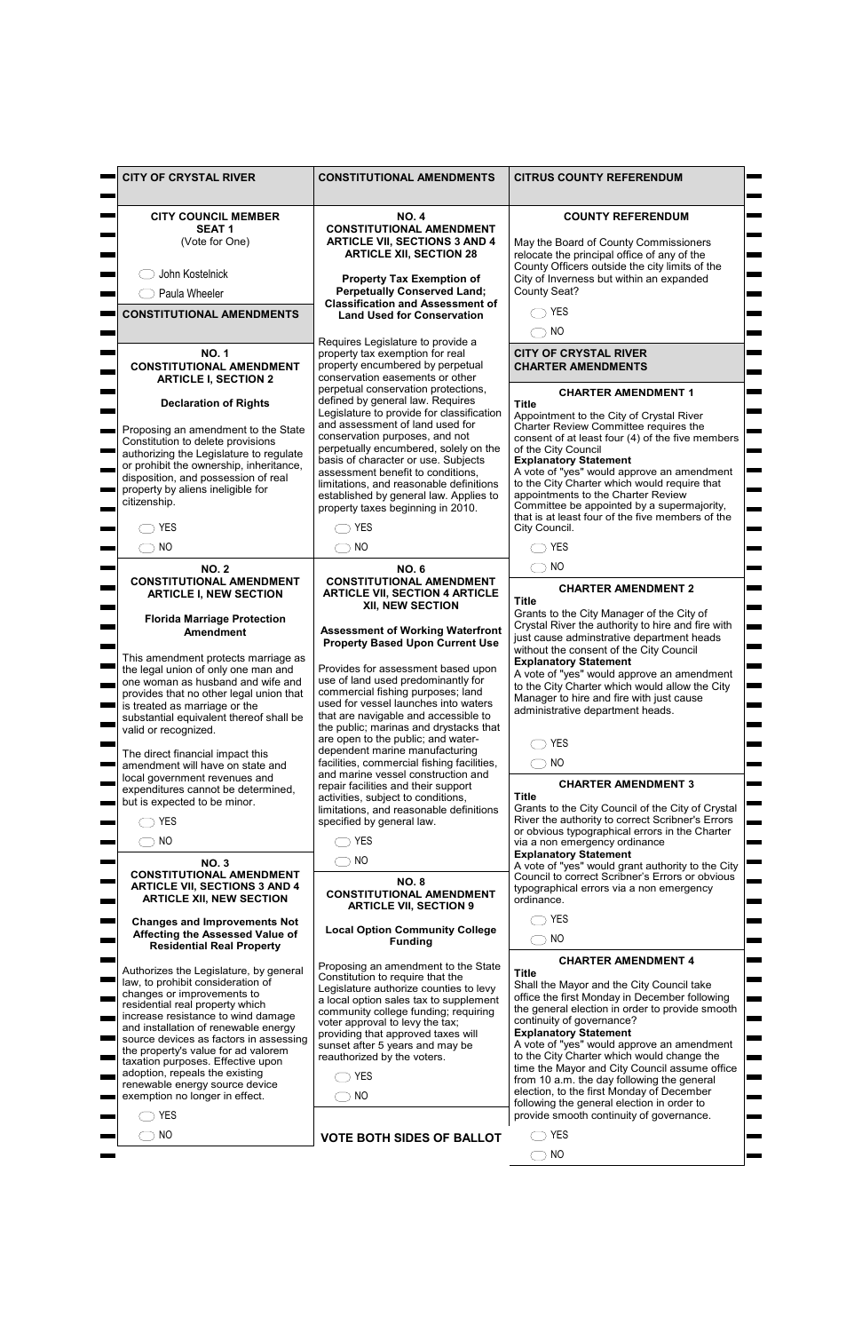## CITY OF CRYSTAL RIVER

### CITY COUNCIL MEMBER SEAT 1

(Vote for One)

- John Kostelnick
- Paula Wheeler

## CONSTITUTIONAL AMENDMENTS

### NO. 1 CONSTITUTIONAL AMENDMENT ARTICLE I, SECTION 2

**Declaration of Rights**

Proposing an amendment to the State Constitution to delete provisions authorizing the Legislature to regulate or prohibit the ownership, inheritance, disposition, and possession of real property by aliens ineligible for citizenship.

- YES
- NO

### NO. 2 CONSTITUTIONAL AMENDMENT ARTICLE I, NEW SECTION

**Florida Marriage Protection Amendment**

This amendment protects marriage as the legal union of only one man and one woman as husband and wife and provides that no other legal union that is treated as marriage or the substantial equivalent thereof shall be valid or recognized.

The direct financial impact this amendment will have on state and local government revenues and expenditures cannot be determined, but is expected to be minor.

- YES
- NO

### NO. 3 CONSTITUTIONAL AMENDMENT ARTICLE VII, SECTIONS 3 AND 4 ARTICLE XII, NEW SECTION

**Changes and Improvements Not Affecting the Assessed Value of Residential Real Property**

Authorizes the Legislature, by general law, to prohibit consideration of changes or improvements to residential real property which increase resistance to wind damage and installation of renewable energy source devices as factors in assessing the property's value for ad valorem taxation purposes. Effective upon adoption, repeals the existing renewable energy source device exemption no longer in effect.

- YES
- NO

## CONSTITUTIONAL AMENDMENTS

### NO. 4 CONSTITUTIONAL AMENDMENT ARTICLE VII, SECTIONS 3 AND 4 ARTICLE XII, SECTION 28

**Property Tax Exemption of Perpetually Conserved Land; Classification and Assessment of Land Used for Conservation**

Requires Legislature to provide a property tax exemption for real property encumbered by perpetual conservation easements or other perpetual conservation protections, defined by general law. Requires Legislature to provide for classification and assessment of land used for conservation purposes, and not perpetually encumbered, solely on the basis of character or use. Subjects assessment benefit to conditions, limitations, and reasonable definitions established by general law. Applies to property taxes beginning in 2010.

- YES
- NO

### NO. 6 CONSTITUTIONAL AMENDMENT ARTICLE VII, SECTION 4 ARTICLE XII, NEW SECTION

**Assessment of Working Waterfront Property Based Upon Current Use**

Provides for assessment based upon use of land used predominantly for commercial fishing purposes; land used for vessel launches into waters that are navigable and accessible to the public; marinas and drystacks that are open to the public; and water-dependent marine manufacturing facilities, commercial fishing facilities, and marine vessel construction and repair facilities and their support activities, subject to conditions, limitations, and reasonable definitions specified by general law.

- YES
- NO

### NO. 8 CONSTITUTIONAL AMENDMENT ARTICLE VII, SECTION 9

**Local Option Community College Funding**

Proposing an amendment to the State Constitution to require that the Legislature authorize counties to levy a local option sales tax to supplement community college funding; requiring voter approval to levy the tax; providing that approved taxes will sunset after 5 years and may be reauthorized by the voters.

- YES
- NO

**VOTE BOTH SIDES OF BALLOT**

## CITRUS COUNTY REFERENDUM

### COUNTY REFERENDUM

May the Board of County Commissioners relocate the principal office of any of the County Officers outside the city limits of the City of Inverness but within an expanded County Seat?

- YES
- NO

## CITY OF CRYSTAL RIVER CHARTER AMENDMENTS

### CHARTER AMENDMENT 1

**Title**

Appointment to the City of Crystal River Charter Review Committee requires the consent of at least four (4) of the five members of the City Council

**Explanatory Statement**

A vote of "yes" would approve an amendment to the City Charter which would require that appointments to the Charter Review Committee be appointed by a supermajority, that is at least four of the five members of the City Council.

- YES
- NO

### CHARTER AMENDMENT 2

**Title**

Grants to the City Manager of the City of Crystal River the authority to hire and fire with just cause adminstrative department heads without the consent of the City Council

**Explanatory Statement**

A vote of "yes" would approve an amendment to the City Charter which would allow the City Manager to hire and fire with just cause administrative department heads.

- YES
- NO

### CHARTER AMENDMENT 3

**Title**

Grants to the City Council of the City of Crystal River the authority to correct Scribner's Errors or obvious typographical errors in the Charter via a non emergency ordinance

**Explanatory Statement**

A vote of "yes" would grant authority to the City Council to correct Scribner's Errors or obvious typographical errors via a non emergency ordinance.

- YES
- NO

### CHARTER AMENDMENT 4

**Title**

Shall the Mayor and the City Council take office the first Monday in December following the general election in order to provide continuity of governance?

**Explanatory Statement**

A vote of "yes" would approve an amendment to the City Charter which would change the time the Mayor and City Council assume office from 10 a.m. the day following the general election, to the first Monday of December following the general election in order to provide smooth continuity of governance.

- YES
- NO